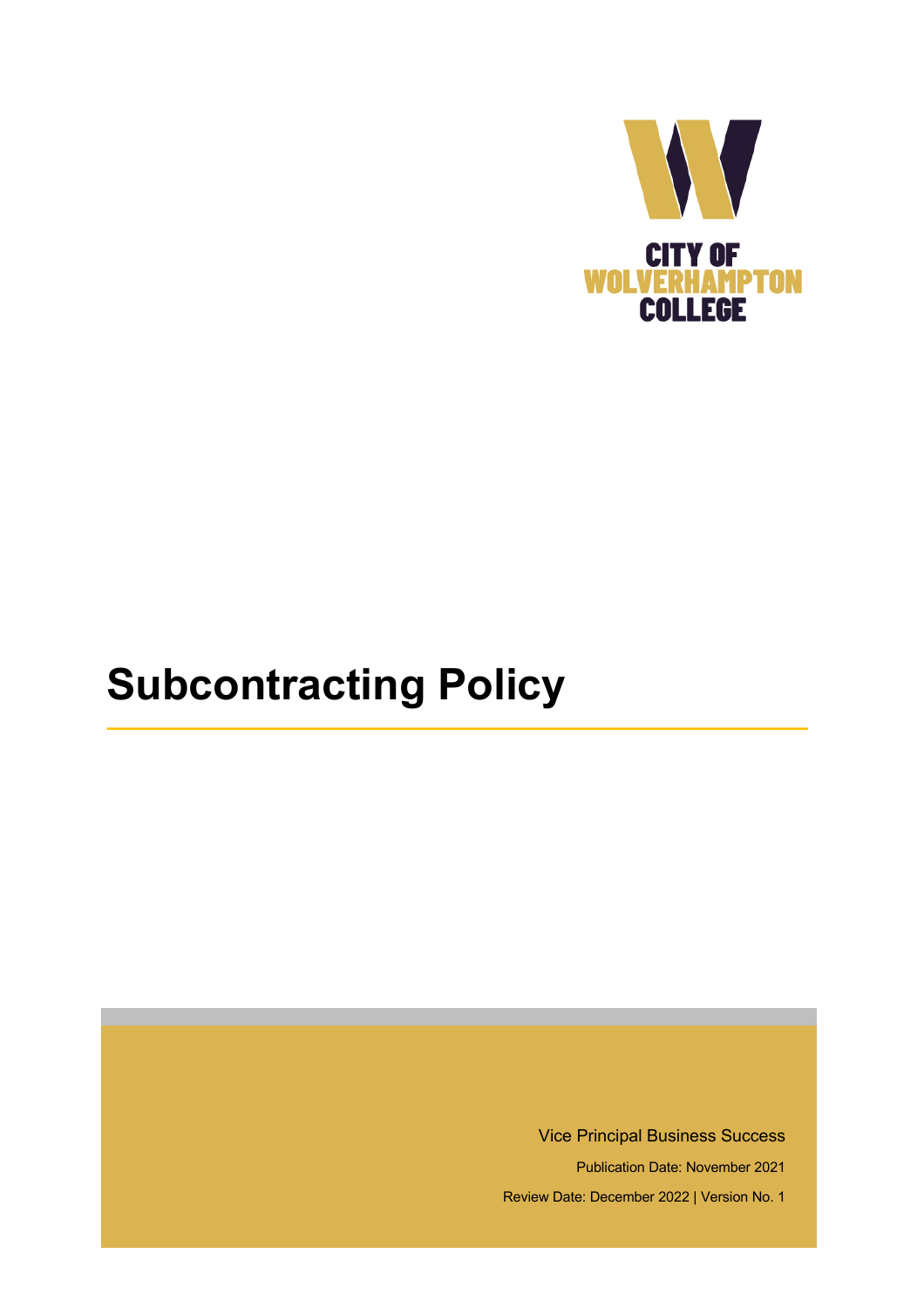CITY OF WOLVERHAMPTON COLLEGE

# Subcontracting Policy

Vice Principal Business Success

Publication Date: November 2021

Review Date: December 2022 | Version No. 1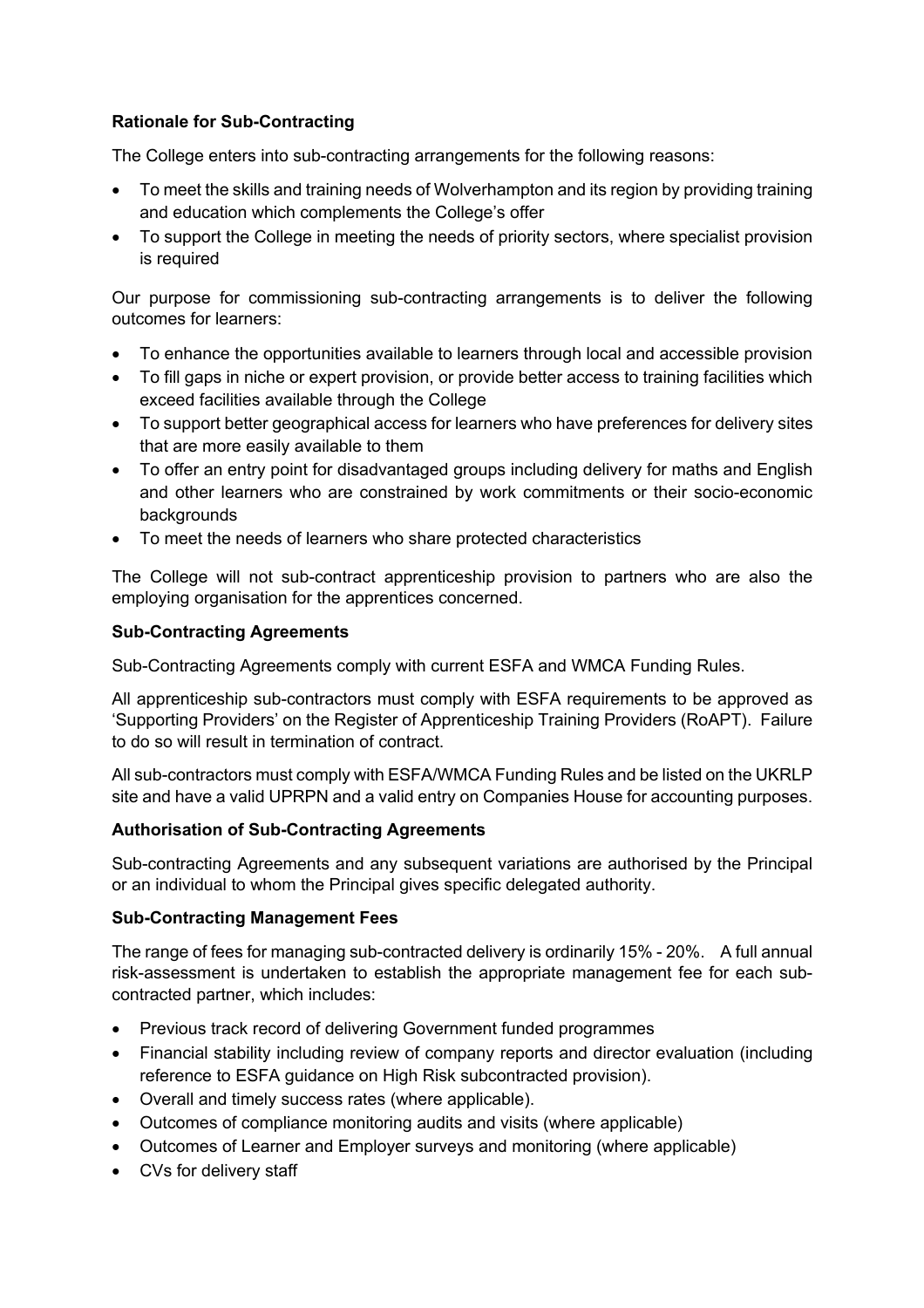**Rationale for Sub-Contracting**

The College enters into sub-contracting arrangements for the following reasons:

- To meet the skills and training needs of Wolverhampton and its region by providing training and education which complements the College's offer
- To support the College in meeting the needs of priority sectors, where specialist provision is required

Our purpose for commissioning sub-contracting arrangements is to deliver the following outcomes for learners:

- To enhance the opportunities available to learners through local and accessible provision
- To fill gaps in niche or expert provision, or provide better access to training facilities which exceed facilities available through the College
- To support better geographical access for learners who have preferences for delivery sites that are more easily available to them
- To offer an entry point for disadvantaged groups including delivery for maths and English and other learners who are constrained by work commitments or their socio-economic backgrounds
- To meet the needs of learners who share protected characteristics

The College will not sub-contract apprenticeship provision to partners who are also the employing organisation for the apprentices concerned.

**Sub-Contracting Agreements**

Sub-Contracting Agreements comply with current ESFA and WMCA Funding Rules.

All apprenticeship sub-contractors must comply with ESFA requirements to be approved as 'Supporting Providers' on the Register of Apprenticeship Training Providers (RoAPT). Failure to do so will result in termination of contract.

All sub-contractors must comply with ESFA/WMCA Funding Rules and be listed on the UKRLP site and have a valid UPRPN and a valid entry on Companies House for accounting purposes.

**Authorisation of Sub-Contracting Agreements**

Sub-contracting Agreements and any subsequent variations are authorised by the Principal or an individual to whom the Principal gives specific delegated authority.

**Sub-Contracting Management Fees**

The range of fees for managing sub-contracted delivery is ordinarily 15% - 20%. A full annual risk-assessment is undertaken to establish the appropriate management fee for each sub-contracted partner, which includes:

- Previous track record of delivering Government funded programmes
- Financial stability including review of company reports and director evaluation (including reference to ESFA guidance on High Risk subcontracted provision).
- Overall and timely success rates (where applicable).
- Outcomes of compliance monitoring audits and visits (where applicable)
- Outcomes of Learner and Employer surveys and monitoring (where applicable)
- CVs for delivery staff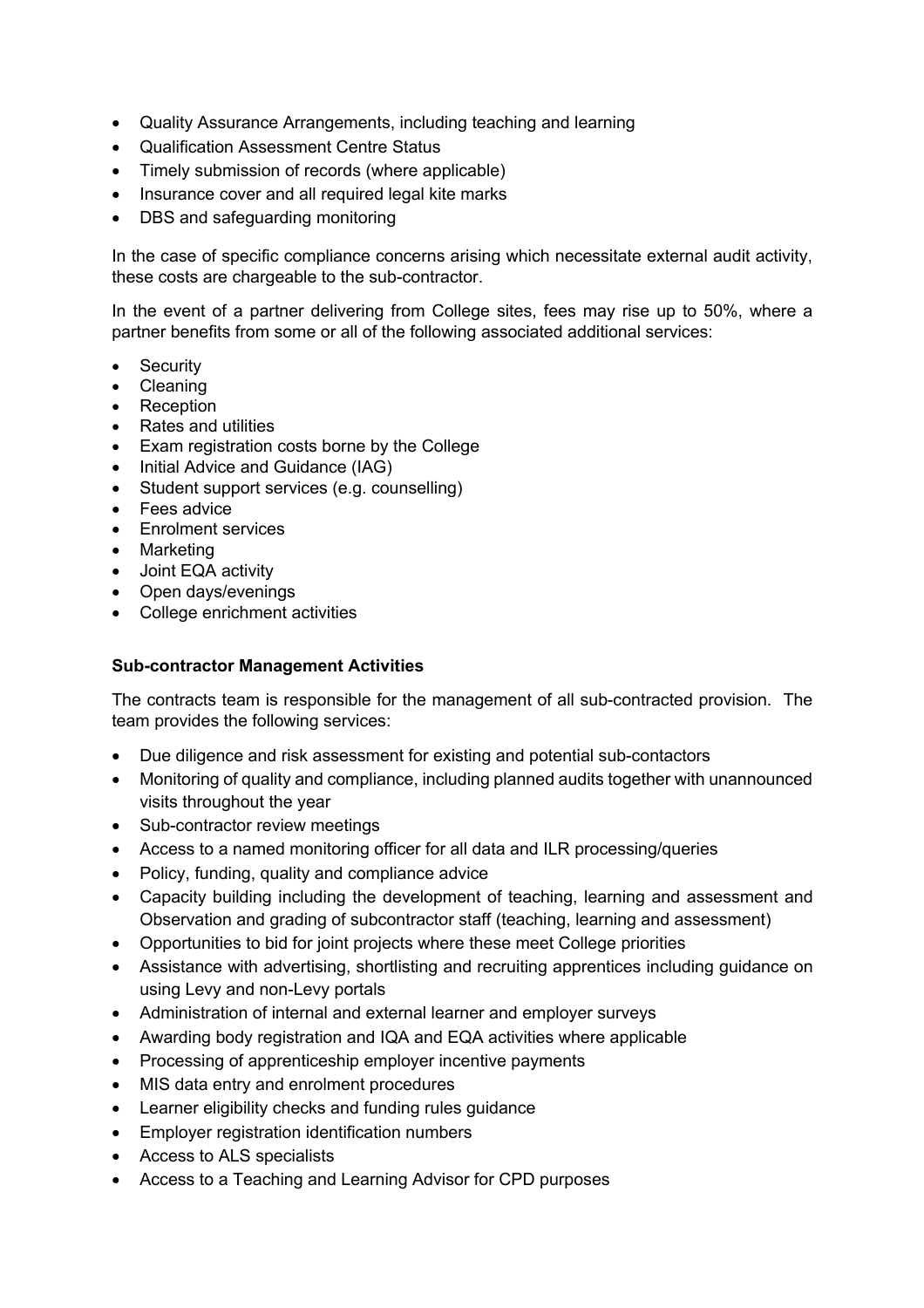- Quality Assurance Arrangements, including teaching and learning
- Qualification Assessment Centre Status
- Timely submission of records (where applicable)
- Insurance cover and all required legal kite marks
- DBS and safeguarding monitoring

In the case of specific compliance concerns arising which necessitate external audit activity, these costs are chargeable to the sub-contractor.

In the event of a partner delivering from College sites, fees may rise up to 50%, where a partner benefits from some or all of the following associated additional services:

- Security
- Cleaning
- Reception
- Rates and utilities
- Exam registration costs borne by the College
- Initial Advice and Guidance (IAG)
- Student support services (e.g. counselling)
- Fees advice
- Enrolment services
- Marketing
- Joint EQA activity
- Open days/evenings
- College enrichment activities

**Sub-contractor Management Activities**

The contracts team is responsible for the management of all sub-contracted provision. The team provides the following services:

- Due diligence and risk assessment for existing and potential sub-contactors
- Monitoring of quality and compliance, including planned audits together with unannounced visits throughout the year
- Sub-contractor review meetings
- Access to a named monitoring officer for all data and ILR processing/queries
- Policy, funding, quality and compliance advice
- Capacity building including the development of teaching, learning and assessment and Observation and grading of subcontractor staff (teaching, learning and assessment)
- Opportunities to bid for joint projects where these meet College priorities
- Assistance with advertising, shortlisting and recruiting apprentices including guidance on using Levy and non-Levy portals
- Administration of internal and external learner and employer surveys
- Awarding body registration and IQA and EQA activities where applicable
- Processing of apprenticeship employer incentive payments
- MIS data entry and enrolment procedures
- Learner eligibility checks and funding rules guidance
- Employer registration identification numbers
- Access to ALS specialists
- Access to a Teaching and Learning Advisor for CPD purposes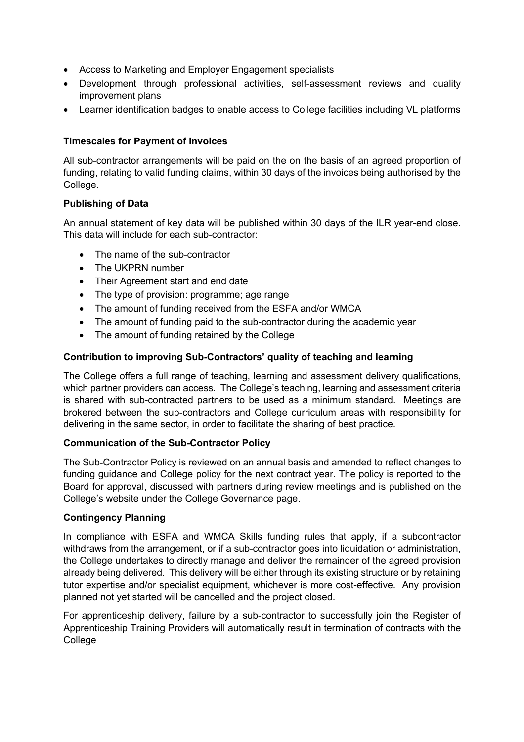- Access to Marketing and Employer Engagement specialists
- Development through professional activities, self-assessment reviews and quality improvement plans
- Learner identification badges to enable access to College facilities including VL platforms

**Timescales for Payment of Invoices**

All sub-contractor arrangements will be paid on the on the basis of an agreed proportion of funding, relating to valid funding claims, within 30 days of the invoices being authorised by the College.

**Publishing of Data**

An annual statement of key data will be published within 30 days of the ILR year-end close. This data will include for each sub-contractor:

- The name of the sub-contractor
- The UKPRN number
- Their Agreement start and end date
- The type of provision: programme; age range
- The amount of funding received from the ESFA and/or WMCA
- The amount of funding paid to the sub-contractor during the academic year
- The amount of funding retained by the College

**Contribution to improving Sub-Contractors' quality of teaching and learning**

The College offers a full range of teaching, learning and assessment delivery qualifications, which partner providers can access. The College's teaching, learning and assessment criteria is shared with sub-contracted partners to be used as a minimum standard. Meetings are brokered between the sub-contractors and College curriculum areas with responsibility for delivering in the same sector, in order to facilitate the sharing of best practice.

**Communication of the Sub-Contractor Policy**

The Sub-Contractor Policy is reviewed on an annual basis and amended to reflect changes to funding guidance and College policy for the next contract year. The policy is reported to the Board for approval, discussed with partners during review meetings and is published on the College's website under the College Governance page.

**Contingency Planning**

In compliance with ESFA and WMCA Skills funding rules that apply, if a subcontractor withdraws from the arrangement, or if a sub-contractor goes into liquidation or administration, the College undertakes to directly manage and deliver the remainder of the agreed provision already being delivered. This delivery will be either through its existing structure or by retaining tutor expertise and/or specialist equipment, whichever is more cost-effective. Any provision planned not yet started will be cancelled and the project closed.

For apprenticeship delivery, failure by a sub-contractor to successfully join the Register of Apprenticeship Training Providers will automatically result in termination of contracts with the College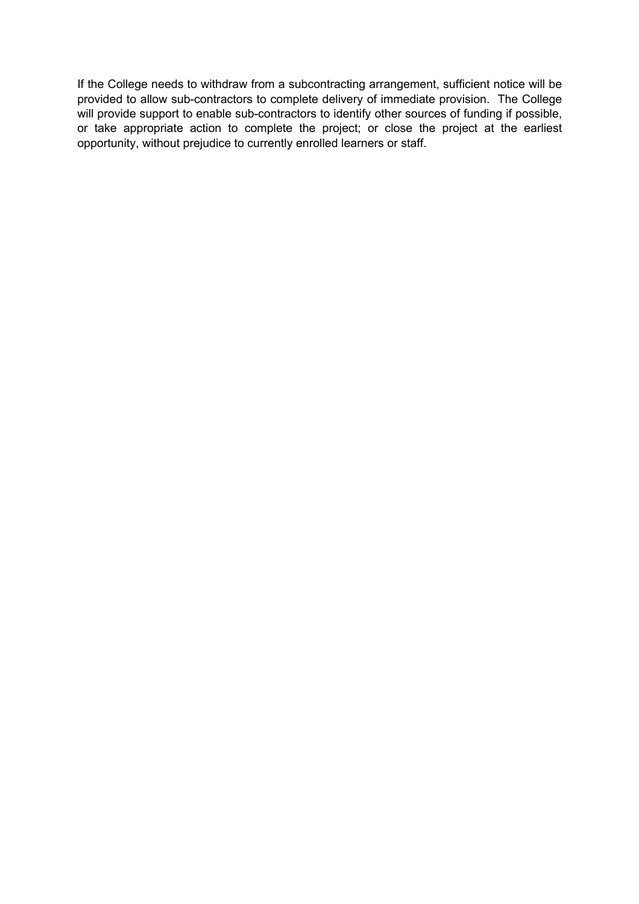If the College needs to withdraw from a subcontracting arrangement, sufficient notice will be provided to allow sub-contractors to complete delivery of immediate provision. The College will provide support to enable sub-contractors to identify other sources of funding if possible, or take appropriate action to complete the project; or close the project at the earliest opportunity, without prejudice to currently enrolled learners or staff.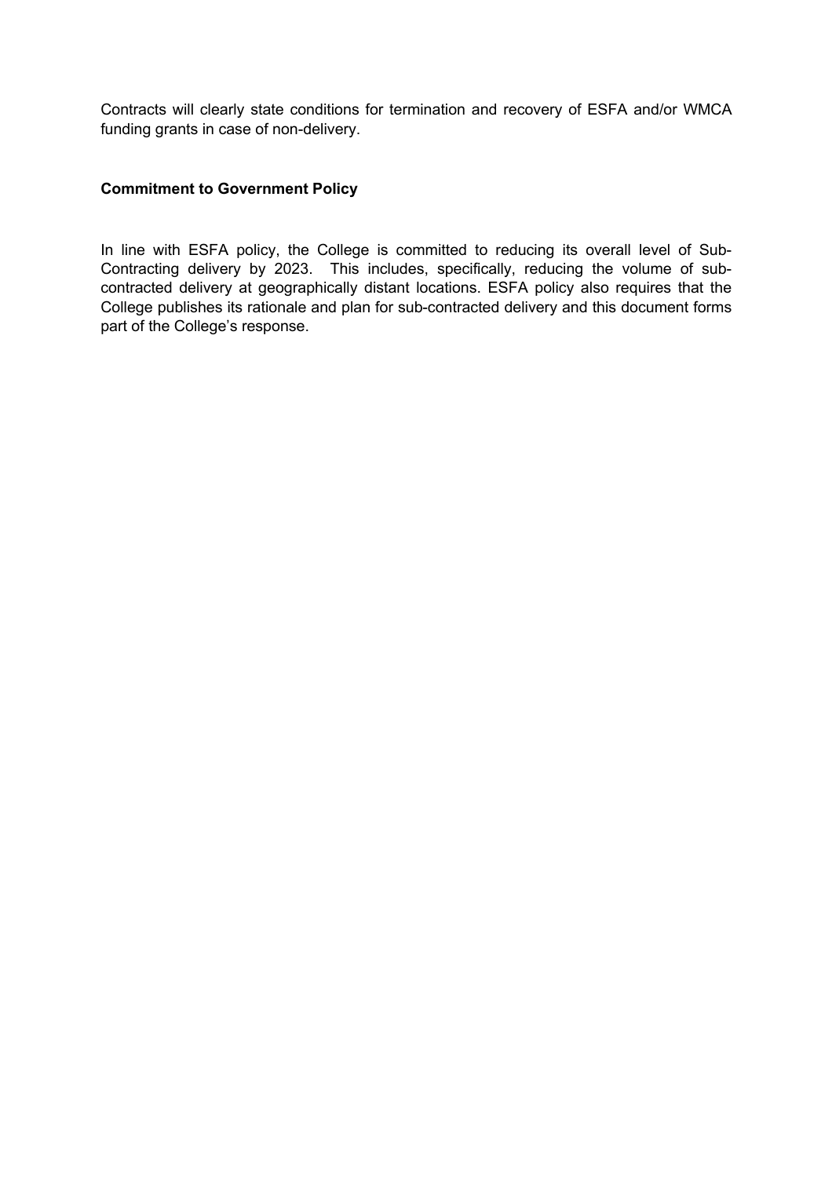Contracts will clearly state conditions for termination and recovery of ESFA and/or WMCA funding grants in case of non-delivery.

**Commitment to Government Policy**

In line with ESFA policy, the College is committed to reducing its overall level of Sub-Contracting delivery by 2023. This includes, specifically, reducing the volume of sub-contracted delivery at geographically distant locations. ESFA policy also requires that the College publishes its rationale and plan for sub-contracted delivery and this document forms part of the College's response.